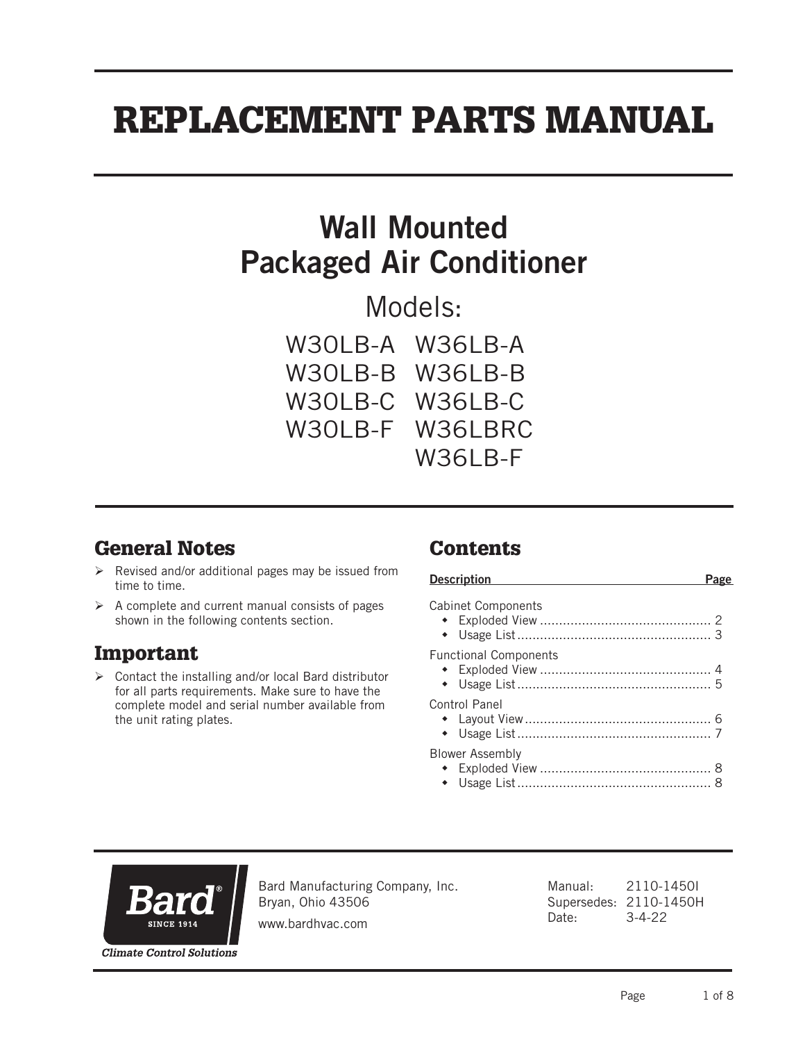# REPLACEMENT PARTS MANUAL

## Wall Mounted Packaged Air Conditioner

Models:

W30LB-A W36LB-A
W30LB-B W36LB-B
W30LB-C W36LB-C
W30LB-F W36LBRC
W36LB-F

## General Notes

- Revised and/or additional pages may be issued from time to time.
- A complete and current manual consists of pages shown in the following contents section.

## Important

- Contact the installing and/or local Bard distributor for all parts requirements. Make sure to have the complete model and serial number available from the unit rating plates.

## Contents

| Description | Page |
| --- | --- |
| Cabinet Components | |
| • Exploded View | 2 |
| • Usage List | 3 |
| Functional Components | |
| • Exploded View | 4 |
| • Usage List | 5 |
| Control Panel | |
| • Layout View | 6 |
| • Usage List | 7 |
| Blower Assembly | |
| • Exploded View | 8 |
| • Usage List | 8 |

Bard® SINCE 1914

*Climate Control Solutions*

Bard Manufacturing Company, Inc.
Bryan, Ohio 43506

www.bardhvac.com

Manual: 2110-1450I
Supersedes: 2110-1450H
Date: 3-4-22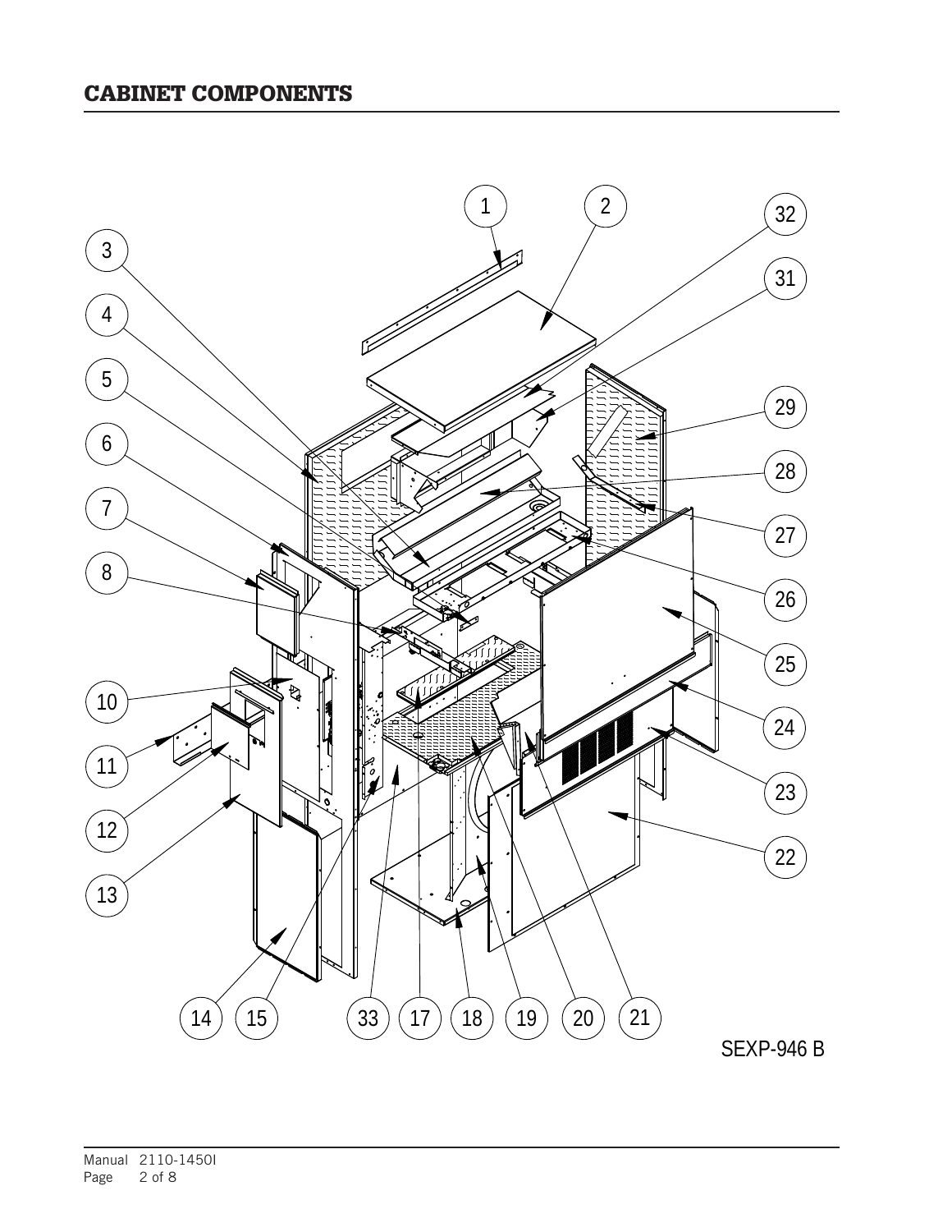## CABINET COMPONENTS

1 2 32 3 31 4 5 29 6 28 7 27 8 26 25 10 24 11 23 12 22 13 14 15 33 17 18 19 20 21

SEXP-946 B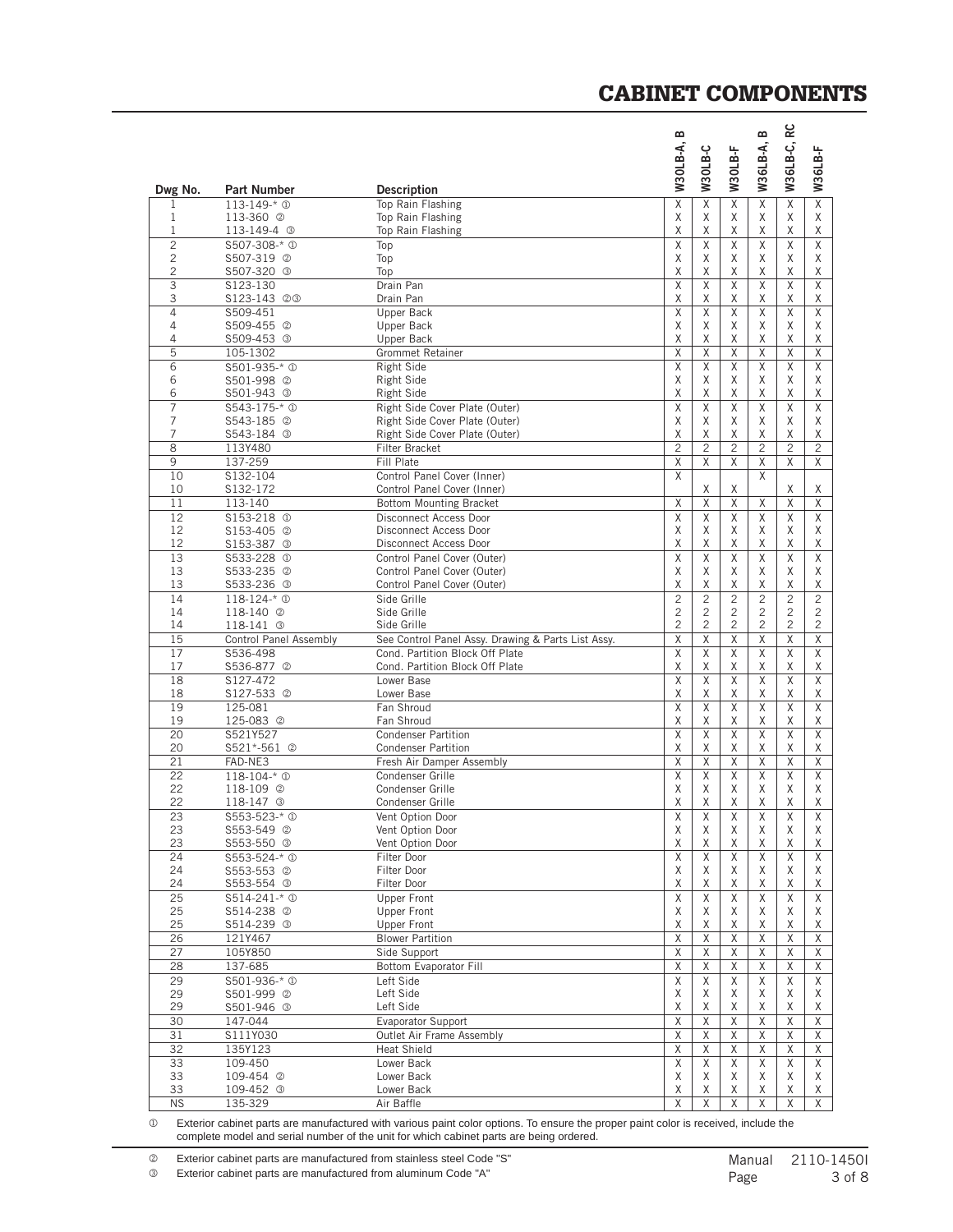# CABINET COMPONENTS

| Dwg No. | Part Number | Description | W30LB-A, B | W30LB-C | W30LB-F | W36LB-A, B | W36LB-C, RC | W36LB-F |
|---|---|---|---|---|---|---|---|---|
| 1 | 113-149-* ① | Top Rain Flashing | X | X | X | X | X | X |
| 1 | 113-360 ② | Top Rain Flashing | X | X | X | X | X | X |
| 1 | 113-149-4 ③ | Top Rain Flashing | X | X | X | X | X | X |
| 2 | S507-308-* ① | Top | X | X | X | X | X | X |
| 2 | S507-319 ② | Top | X | X | X | X | X | X |
| 2 | S507-320 ③ | Top | X | X | X | X | X | X |
| 3 | S123-130 | Drain Pan | X | X | X | X | X | X |
| 3 | S123-143 ②③ | Drain Pan | X | X | X | X | X | X |
| 4 | S509-451 | Upper Back | X | X | X | X | X | X |
| 4 | S509-455 ② | Upper Back | X | X | X | X | X | X |
| 4 | S509-453 ③ | Upper Back | X | X | X | X | X | X |
| 5 | 105-1302 | Grommet Retainer | X | X | X | X | X | X |
| 6 | S501-935-* ① | Right Side | X | X | X | X | X | X |
| 6 | S501-998 ② | Right Side | X | X | X | X | X | X |
| 6 | S501-943 ③ | Right Side | X | X | X | X | X | X |
| 7 | S543-175-* ① | Right Side Cover Plate (Outer) | X | X | X | X | X | X |
| 7 | S543-185 ② | Right Side Cover Plate (Outer) | X | X | X | X | X | X |
| 7 | S543-184 ③ | Right Side Cover Plate (Outer) | X | X | X | X | X | X |
| 8 | 113Y480 | Filter Bracket | 2 | 2 | 2 | 2 | 2 | 2 |
| 9 | 137-259 | Fill Plate | X | X | X | X | X | X |
| 10 | S132-104 | Control Panel Cover (Inner) | X | | | X | | |
| 10 | S132-172 | Control Panel Cover (Inner) | | X | X | | X | X |
| 11 | 113-140 | Bottom Mounting Bracket | X | X | X | X | X | X |
| 12 | S153-218 ① | Disconnect Access Door | X | X | X | X | X | X |
| 12 | S153-405 ② | Disconnect Access Door | X | X | X | X | X | X |
| 12 | S153-387 ③ | Disconnect Access Door | X | X | X | X | X | X |
| 13 | S533-228 ① | Control Panel Cover (Outer) | X | X | X | X | X | X |
| 13 | S533-235 ② | Control Panel Cover (Outer) | X | X | X | X | X | X |
| 13 | S533-236 ③ | Control Panel Cover (Outer) | X | X | X | X | X | X |
| 14 | 118-124-* ① | Side Grille | 2 | 2 | 2 | 2 | 2 | 2 |
| 14 | 118-140 ② | Side Grille | 2 | 2 | 2 | 2 | 2 | 2 |
| 14 | 118-141 ③ | Side Grille | 2 | 2 | 2 | 2 | 2 | 2 |
| 15 | Control Panel Assembly | See Control Panel Assy. Drawing & Parts List Assy. | X | X | X | X | X | X |
| 17 | S536-498 | Cond. Partition Block Off Plate | X | X | X | X | X | X |
| 17 | S536-877 ② | Cond. Partition Block Off Plate | X | X | X | X | X | X |
| 18 | S127-472 | Lower Base | X | X | X | X | X | X |
| 18 | S127-533 ② | Lower Base | X | X | X | X | X | X |
| 19 | 125-081 | Fan Shroud | X | X | X | X | X | X |
| 19 | 125-083 ② | Fan Shroud | X | X | X | X | X | X |
| 20 | S521Y527 | Condenser Partition | X | X | X | X | X | X |
| 20 | S521*-561 ② | Condenser Partition | X | X | X | X | X | X |
| 21 | FAD-NE3 | Fresh Air Damper Assembly | X | X | X | X | X | X |
| 22 | 118-104-* ① | Condenser Grille | X | X | X | X | X | X |
| 22 | 118-109 ② | Condenser Grille | X | X | X | X | X | X |
| 22 | 118-147 ③ | Condenser Grille | X | X | X | X | X | X |
| 23 | S553-523-* ① | Vent Option Door | X | X | X | X | X | X |
| 23 | S553-549 ② | Vent Option Door | X | X | X | X | X | X |
| 23 | S553-550 ③ | Vent Option Door | X | X | X | X | X | X |
| 24 | S553-524-* ① | Filter Door | X | X | X | X | X | X |
| 24 | S553-553 ② | Filter Door | X | X | X | X | X | X |
| 24 | S553-554 ③ | Filter Door | X | X | X | X | X | X |
| 25 | S514-241-* ① | Upper Front | X | X | X | X | X | X |
| 25 | S514-238 ② | Upper Front | X | X | X | X | X | X |
| 25 | S514-239 ③ | Upper Front | X | X | X | X | X | X |
| 26 | 121Y467 | Blower Partition | X | X | X | X | X | X |
| 27 | 105Y850 | Side Support | X | X | X | X | X | X |
| 28 | 137-685 | Bottom Evaporator Fill | X | X | X | X | X | X |
| 29 | S501-936-* ① | Left Side | X | X | X | X | X | X |
| 29 | S501-999 ② | Left Side | X | X | X | X | X | X |
| 29 | S501-946 ③ | Left Side | X | X | X | X | X | X |
| 30 | 147-044 | Evaporator Support | X | X | X | X | X | X |
| 31 | S111Y030 | Outlet Air Frame Assembly | X | X | X | X | X | X |
| 32 | 135Y123 | Heat Shield | X | X | X | X | X | X |
| 33 | 109-450 | Lower Back | X | X | X | X | X | X |
| 33 | 109-454 ② | Lower Back | X | X | X | X | X | X |
| 33 | 109-452 ③ | Lower Back | X | X | X | X | X | X |
| NS | 135-329 | Air Baffle | X | X | X | X | X | X |

① Exterior cabinet parts are manufactured with various paint color options. To ensure the proper paint color is received, include the complete model and serial number of the unit for which cabinet parts are being ordered.

② Exterior cabinet parts are manufactured from stainless steel Code "S"

③ Exterior cabinet parts are manufactured from aluminum Code "A"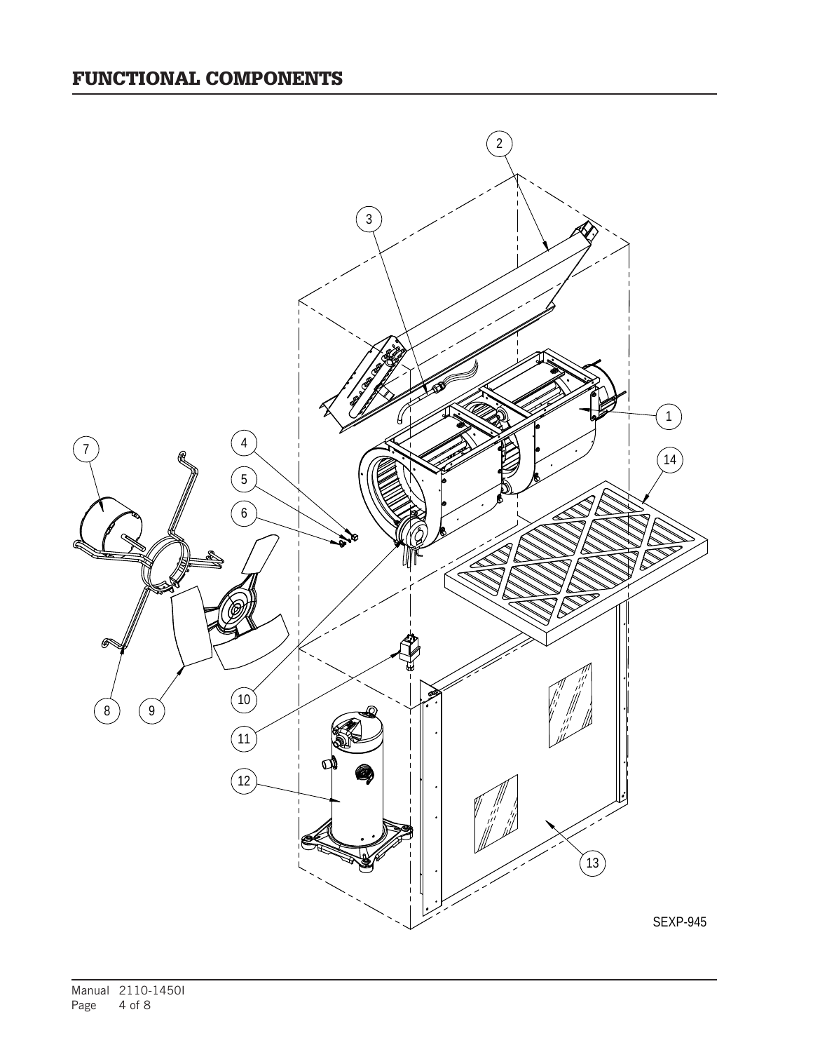# FUNCTIONAL COMPONENTS

SEXP-945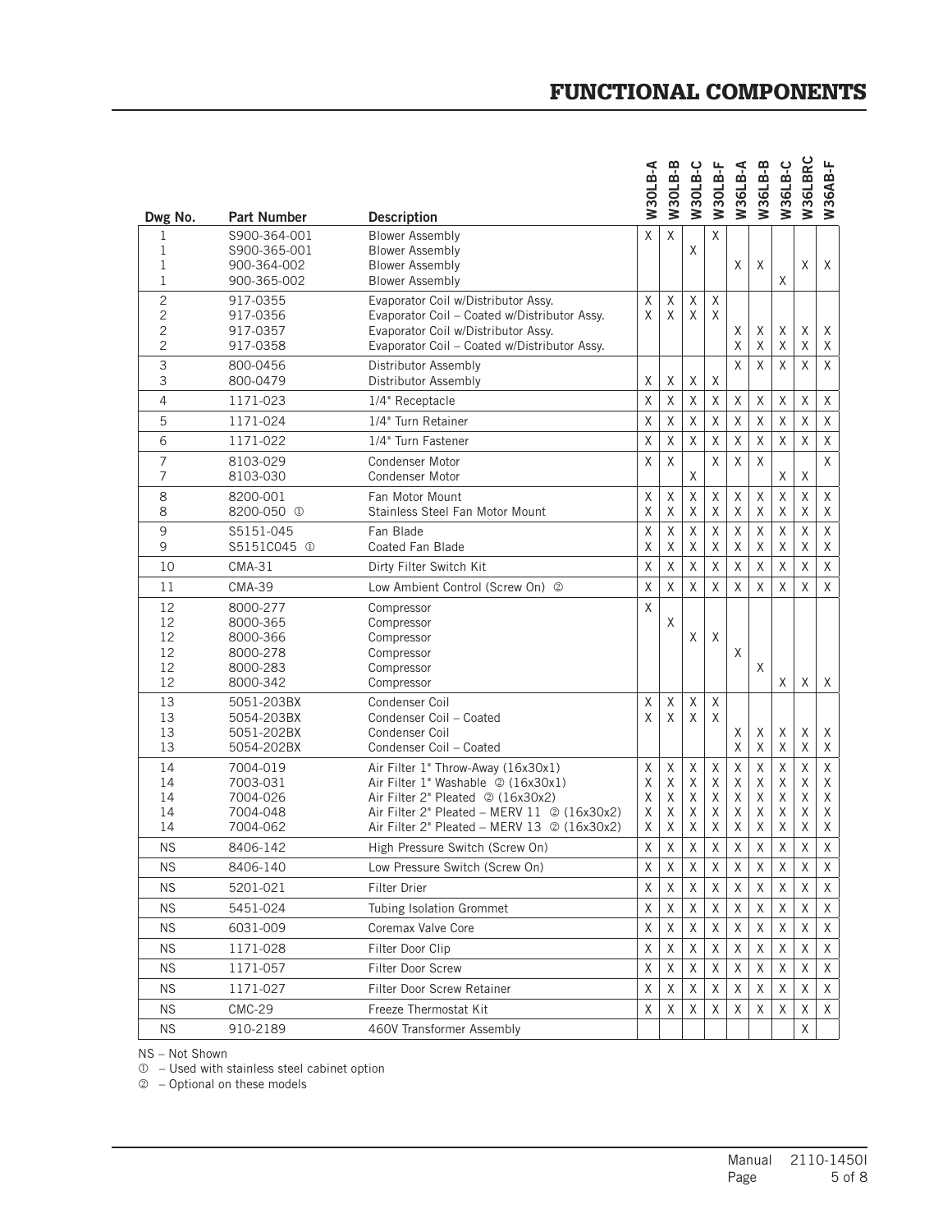# FUNCTIONAL COMPONENTS

| Dwg No. | Part Number | Description | W30LB-A | W30LB-B | W30LB-C | W30LB-F | W36LB-A | W36LB-B | W36LB-C | W36LBRC | W36AB-F |
|---|---|---|---|---|---|---|---|---|---|---|---|
| 1 | S900-364-001 | Blower Assembly | X | X | | X | | | | | |
| 1 | S900-365-001 | Blower Assembly | | | X | | | | | | |
| 1 | 900-364-002 | Blower Assembly | | | | | X | X | | X | X |
| 1 | 900-365-002 | Blower Assembly | | | | | | | X | | |
| 2 | 917-0355 | Evaporator Coil w/Distributor Assy. | X | X | X | X | | | | | |
| 2 | 917-0356 | Evaporator Coil – Coated w/Distributor Assy. | X | X | X | X | | | | | |
| 2 | 917-0357 | Evaporator Coil w/Distributor Assy. | | | | | X | X | X | X | X |
| 2 | 917-0358 | Evaporator Coil – Coated w/Distributor Assy. | | | | | X | X | X | X | X |
| 3 | 800-0456 | Distributor Assembly | | | | | X | X | X | X | X |
| 3 | 800-0479 | Distributor Assembly | X | X | X | X | | | | | |
| 4 | 1171-023 | 1/4" Receptacle | X | X | X | X | X | X | X | X | X |
| 5 | 1171-024 | 1/4" Turn Retainer | X | X | X | X | X | X | X | X | X |
| 6 | 1171-022 | 1/4" Turn Fastener | X | X | X | X | X | X | X | X | X |
| 7 | 8103-029 | Condenser Motor | X | X | | X | X | X | | | X |
| 7 | 8103-030 | Condenser Motor | | | X | | | | X | X | |
| 8 | 8200-001 | Fan Motor Mount | X | X | X | X | X | X | X | X | X |
| 8 | 8200-050 ① | Stainless Steel Fan Motor Mount | X | X | X | X | X | X | X | X | X |
| 9 | S5151-045 | Fan Blade | X | X | X | X | X | X | X | X | X |
| 9 | S5151C045 ① | Coated Fan Blade | X | X | X | X | X | X | X | X | X |
| 10 | CMA-31 | Dirty Filter Switch Kit | X | X | X | X | X | X | X | X | X |
| 11 | CMA-39 | Low Ambient Control (Screw On) ② | X | X | X | X | X | X | X | X | X |
| 12 | 8000-277 | Compressor | X | | | | | | | | |
| 12 | 8000-365 | Compressor | | X | | | | | | | |
| 12 | 8000-366 | Compressor | | | X | X | | | | | |
| 12 | 8000-278 | Compressor | | | | | X | | | | |
| 12 | 8000-283 | Compressor | | | | | | X | | | |
| 12 | 8000-342 | Compressor | | | | | | | X | X | X |
| 13 | 5051-203BX | Condenser Coil | X | X | X | X | | | | | |
| 13 | 5054-203BX | Condenser Coil – Coated | X | X | X | X | | | | | |
| 13 | 5051-202BX | Condenser Coil | | | | | X | X | X | X | X |
| 13 | 5054-202BX | Condenser Coil – Coated | | | | | X | X | X | X | X |
| 14 | 7004-019 | Air Filter 1" Throw-Away (16x30x1) | X | X | X | X | X | X | X | X | X |
| 14 | 7003-031 | Air Filter 1" Washable ② (16x30x1) | X | X | X | X | X | X | X | X | X |
| 14 | 7004-026 | Air Filter 2" Pleated ② (16x30x2) | X | X | X | X | X | X | X | X | X |
| 14 | 7004-048 | Air Filter 2" Pleated – MERV 11 ② (16x30x2) | X | X | X | X | X | X | X | X | X |
| 14 | 7004-062 | Air Filter 2" Pleated – MERV 13 ② (16x30x2) | X | X | X | X | X | X | X | X | X |
| NS | 8406-142 | High Pressure Switch (Screw On) | X | X | X | X | X | X | X | X | X |
| NS | 8406-140 | Low Pressure Switch (Screw On) | X | X | X | X | X | X | X | X | X |
| NS | 5201-021 | Filter Drier | X | X | X | X | X | X | X | X | X |
| NS | 5451-024 | Tubing Isolation Grommet | X | X | X | X | X | X | X | X | X |
| NS | 6031-009 | Coremax Valve Core | X | X | X | X | X | X | X | X | X |
| NS | 1171-028 | Filter Door Clip | X | X | X | X | X | X | X | X | X |
| NS | 1171-057 | Filter Door Screw | X | X | X | X | X | X | X | X | X |
| NS | 1171-027 | Filter Door Screw Retainer | X | X | X | X | X | X | X | X | X |
| NS | CMC-29 | Freeze Thermostat Kit | X | X | X | X | X | X | X | X | X |
| NS | 910-2189 | 460V Transformer Assembly | | | | | | | | X | |

NS – Not Shown

① – Used with stainless steel cabinet option

② – Optional on these models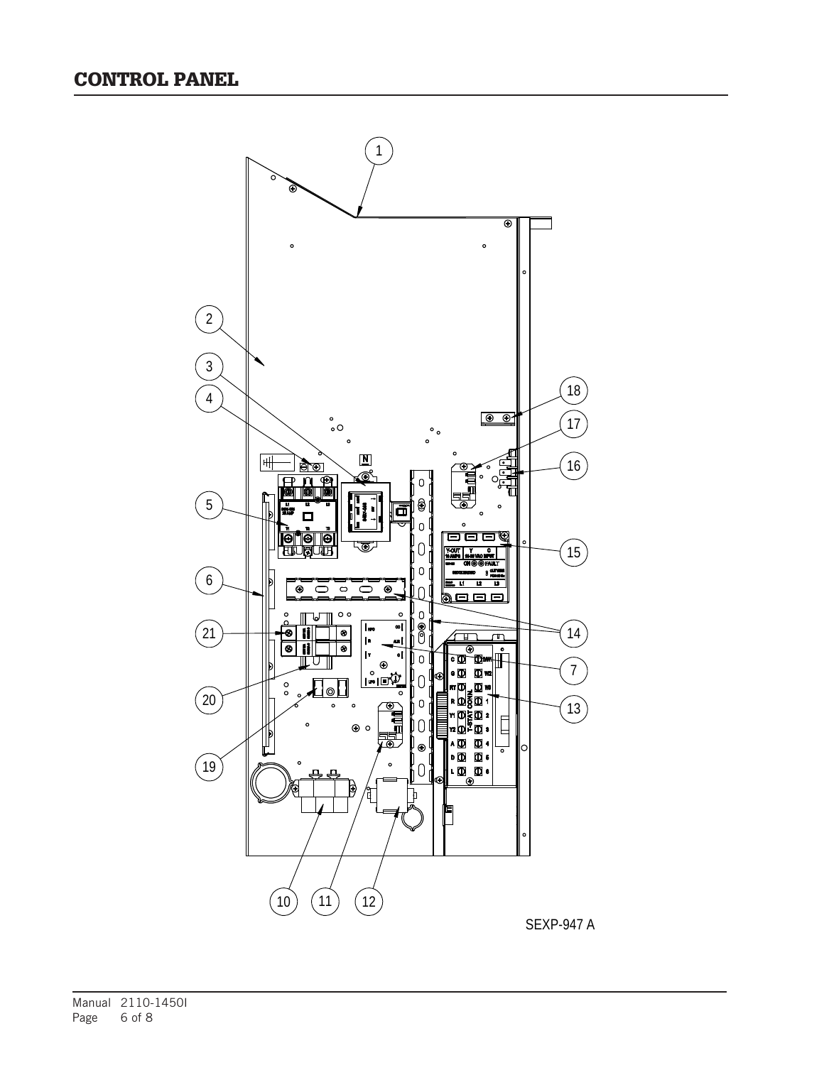# CONTROL PANEL

SEXP-947 A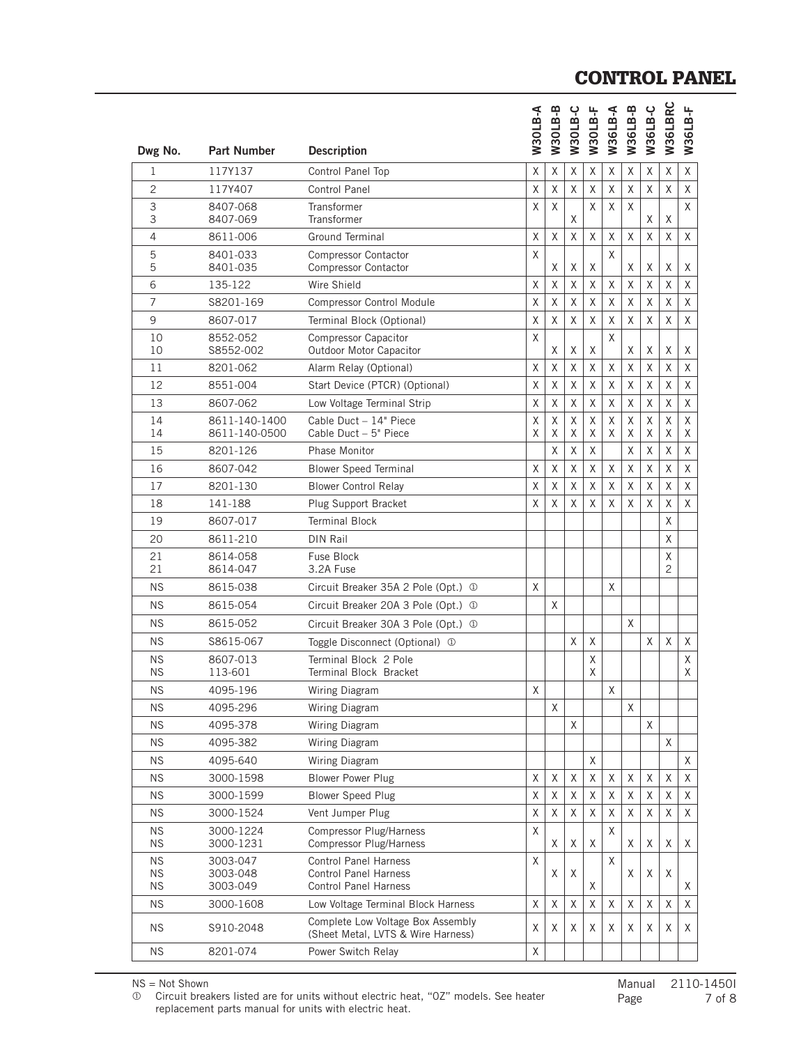# CONTROL PANEL

| Dwg No. | Part Number | Description | W30LB-A | W30LB-B | W30LB-C | W30LB-F | W36LB-A | W36LB-B | W36LB-C | W36LBRC | W36LB-F |
|---|---|---|---|---|---|---|---|---|---|---|---|
| 1 | 117Y137 | Control Panel Top | X | X | X | X | X | X | X | X | X |
| 2 | 117Y407 | Control Panel | X | X | X | X | X | X | X | X | X |
| 3 | 8407-068 | Transformer | X | X | | X | X | X | | | X |
| 3 | 8407-069 | Transformer | | | X | | | | X | X | |
| 4 | 8611-006 | Ground Terminal | X | X | X | X | X | X | X | X | X |
| 5 | 8401-033 | Compressor Contactor | X | | | | X | | | | |
| 5 | 8401-035 | Compressor Contactor | | X | X | X | | X | X | X | X |
| 6 | 135-122 | Wire Shield | X | X | X | X | X | X | X | X | X |
| 7 | S8201-169 | Compressor Control Module | X | X | X | X | X | X | X | X | X |
| 9 | 8607-017 | Terminal Block (Optional) | X | X | X | X | X | X | X | X | X |
| 10 | 8552-052 | Compressor Capacitor | X | | | | X | | | | |
| 10 | S8552-002 | Outdoor Motor Capacitor | | X | X | X | | X | X | X | X |
| 11 | 8201-062 | Alarm Relay (Optional) | X | X | X | X | X | X | X | X | X |
| 12 | 8551-004 | Start Device (PTCR) (Optional) | X | X | X | X | X | X | X | X | X |
| 13 | 8607-062 | Low Voltage Terminal Strip | X | X | X | X | X | X | X | X | X |
| 14 | 8611-140-1400 | Cable Duct – 14" Piece | X | X | X | X | X | X | X | X | X |
| 14 | 8611-140-0500 | Cable Duct – 5" Piece | X | X | X | X | X | X | X | X | X |
| 15 | 8201-126 | Phase Monitor | | X | X | X | | X | X | X | X |
| 16 | 8607-042 | Blower Speed Terminal | X | X | X | X | X | X | X | X | X |
| 17 | 8201-130 | Blower Control Relay | X | X | X | X | X | X | X | X | X |
| 18 | 141-188 | Plug Support Bracket | X | X | X | X | X | X | X | X | X |
| 19 | 8607-017 | Terminal Block | | | | | | | | X | |
| 20 | 8611-210 | DIN Rail | | | | | | | | X | |
| 21 | 8614-058 | Fuse Block | | | | | | | | X | |
| 21 | 8614-047 | 3.2A Fuse | | | | | | | | 2 | |
| NS | 8615-038 | Circuit Breaker 35A 2 Pole (Opt.) ① | X | | | | X | | | | |
| NS | 8615-054 | Circuit Breaker 20A 3 Pole (Opt.) ① | | X | | | | | | | |
| NS | 8615-052 | Circuit Breaker 30A 3 Pole (Opt.) ① | | | | | | X | | | |
| NS | S8615-067 | Toggle Disconnect (Optional) ① | | | X | X | | | X | X | X |
| NS | 8607-013 | Terminal Block 2 Pole | | | | X | | | | | X |
| NS | 113-601 | Terminal Block Bracket | | | | X | | | | | X |
| NS | 4095-196 | Wiring Diagram | X | | | | X | | | | |
| NS | 4095-296 | Wiring Diagram | | X | | | | X | | | |
| NS | 4095-378 | Wiring Diagram | | | X | | | | X | | |
| NS | 4095-382 | Wiring Diagram | | | | | | | | X | |
| NS | 4095-640 | Wiring Diagram | | | | X | | | | | X |
| NS | 3000-1598 | Blower Power Plug | X | X | X | X | X | X | X | X | X |
| NS | 3000-1599 | Blower Speed Plug | X | X | X | X | X | X | X | X | X |
| NS | 3000-1524 | Vent Jumper Plug | X | X | X | X | X | X | X | X | X |
| NS | 3000-1224 | Compressor Plug/Harness | X | | | | X | | | | |
| NS | 3000-1231 | Compressor Plug/Harness | | X | X | X | | X | X | X | X |
| NS | 3003-047 | Control Panel Harness | X | | | | X | | | | |
| NS | 3003-048 | Control Panel Harness | | X | X | | | X | X | X | |
| NS | 3003-049 | Control Panel Harness | | | | X | | | | | X |
| NS | 3000-1608 | Low Voltage Terminal Block Harness | X | X | X | X | X | X | X | X | X |
| NS | S910-2048 | Complete Low Voltage Box Assembly (Sheet Metal, LVTS & Wire Harness) | X | X | X | X | X | X | X | X | X |
| NS | 8201-074 | Power Switch Relay | X | | | | | | | | |

NS = Not Shown

① Circuit breakers listed are for units without electric heat, "0Z" models. See heater replacement parts manual for units with electric heat.

Manual 2110-1450I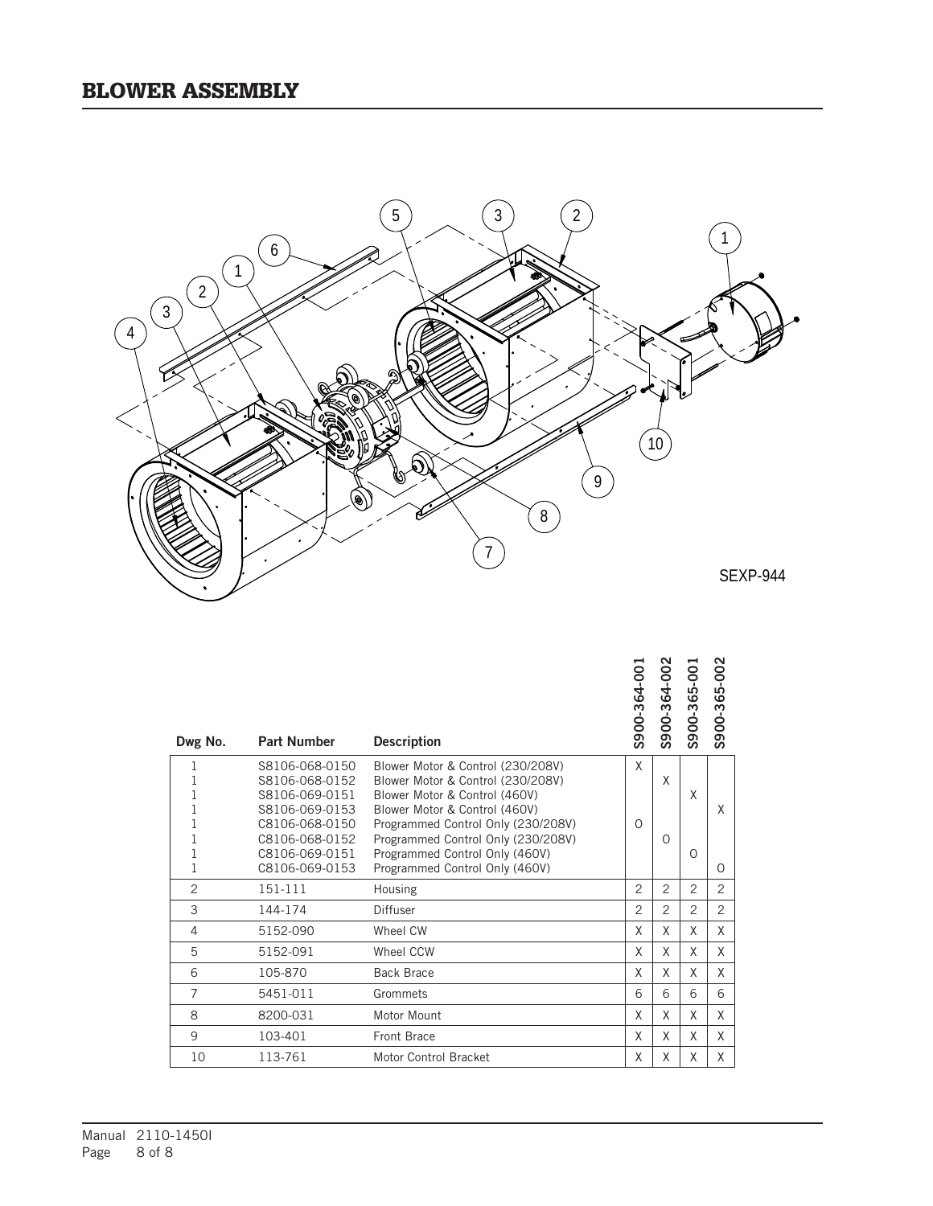## BLOWER ASSEMBLY

SEXP-944

| Dwg No. | Part Number | Description | S900-364-001 | S900-364-002 | S900-365-001 | S900-365-002 |
|---|---|---|---|---|---|---|
| 1 | S8106-068-0150 | Blower Motor & Control (230/208V) | X | | | |
| 1 | S8106-068-0152 | Blower Motor & Control (230/208V) | | X | | |
| 1 | S8106-069-0151 | Blower Motor & Control (460V) | | | X | |
| 1 | S8106-069-0153 | Blower Motor & Control (460V) | | | | X |
| 1 | C8106-068-0150 | Programmed Control Only (230/208V) | O | | | |
| 1 | C8106-068-0152 | Programmed Control Only (230/208V) | | O | | |
| 1 | C8106-069-0151 | Programmed Control Only (460V) | | | O | |
| 1 | C8106-069-0153 | Programmed Control Only (460V) | | | | O |
| 2 | 151-111 | Housing | 2 | 2 | 2 | 2 |
| 3 | 144-174 | Diffuser | 2 | 2 | 2 | 2 |
| 4 | 5152-090 | Wheel CW | X | X | X | X |
| 5 | 5152-091 | Wheel CCW | X | X | X | X |
| 6 | 105-870 | Back Brace | X | X | X | X |
| 7 | 5451-011 | Grommets | 6 | 6 | 6 | 6 |
| 8 | 8200-031 | Motor Mount | X | X | X | X |
| 9 | 103-401 | Front Brace | X | X | X | X |
| 10 | 113-761 | Motor Control Bracket | X | X | X | X |